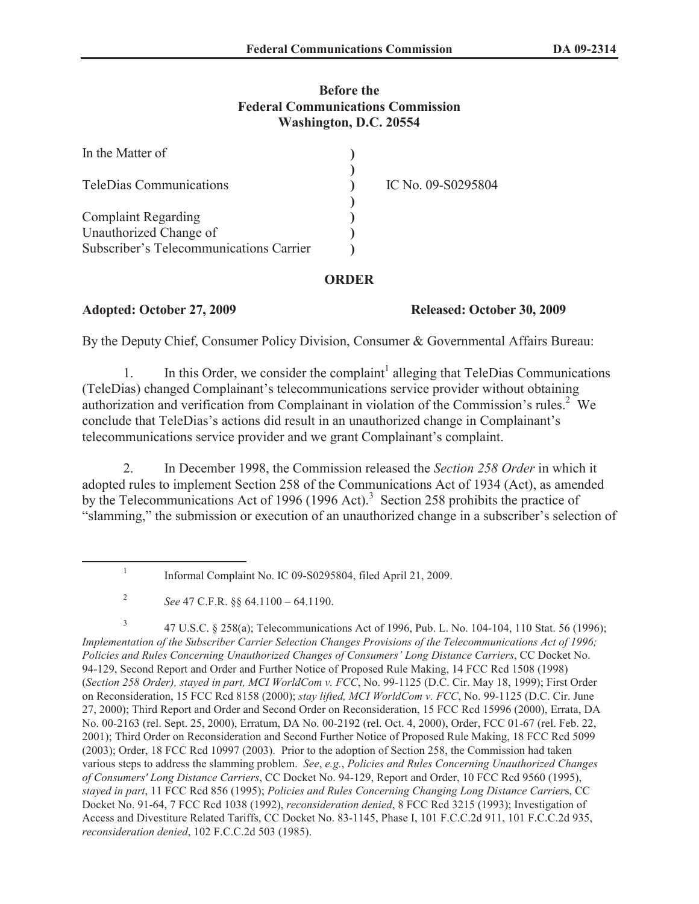**Before the**
**Federal Communications Commission**
**Washington, D.C. 20554**

| | | |
|---|---|---|
| In the Matter of | ) | |
| | ) | |
| TeleDias Communications | ) | IC No. 09-S0295804 |
| | ) | |
| Complaint Regarding | ) | |
| Unauthorized Change of | ) | |
| Subscriber's Telecommunications Carrier | ) | |

**ORDER**

**Adopted: October 27, 2009** **Released: October 30, 2009**

By the Deputy Chief, Consumer Policy Division, Consumer & Governmental Affairs Bureau:

1. In this Order, we consider the complaint[1] alleging that TeleDias Communications (TeleDias) changed Complainant's telecommunications service provider without obtaining authorization and verification from Complainant in violation of the Commission's rules.[2] We conclude that TeleDias's actions did result in an unauthorized change in Complainant's telecommunications service provider and we grant Complainant's complaint.

2. In December 1998, the Commission released the *Section 258 Order* in which it adopted rules to implement Section 258 of the Communications Act of 1934 (Act), as amended by the Telecommunications Act of 1996 (1996 Act).[3] Section 258 prohibits the practice of "slamming," the submission or execution of an unauthorized change in a subscriber's selection of

---

[1] Informal Complaint No. IC 09-S0295804, filed April 21, 2009.

[2] *See* 47 C.F.R. §§ 64.1100 – 64.1190.

[3] 47 U.S.C. § 258(a); Telecommunications Act of 1996, Pub. L. No. 104-104, 110 Stat. 56 (1996); *Implementation of the Subscriber Carrier Selection Changes Provisions of the Telecommunications Act of 1996; Policies and Rules Concerning Unauthorized Changes of Consumers' Long Distance Carriers*, CC Docket No. 94-129, Second Report and Order and Further Notice of Proposed Rule Making, 14 FCC Rcd 1508 (1998) (*Section 258 Order), stayed in part, MCI WorldCom v. FCC*, No. 99-1125 (D.C. Cir. May 18, 1999); First Order on Reconsideration, 15 FCC Rcd 8158 (2000); *stay lifted, MCI WorldCom v. FCC*, No. 99-1125 (D.C. Cir. June 27, 2000); Third Report and Order and Second Order on Reconsideration, 15 FCC Rcd 15996 (2000), Errata, DA No. 00-2163 (rel. Sept. 25, 2000), Erratum, DA No. 00-2192 (rel. Oct. 4, 2000), Order, FCC 01-67 (rel. Feb. 22, 2001); Third Order on Reconsideration and Second Further Notice of Proposed Rule Making, 18 FCC Rcd 5099 (2003); Order, 18 FCC Rcd 10997 (2003). Prior to the adoption of Section 258, the Commission had taken various steps to address the slamming problem. *See*, *e.g.*, *Policies and Rules Concerning Unauthorized Changes of Consumers' Long Distance Carriers*, CC Docket No. 94-129, Report and Order, 10 FCC Rcd 9560 (1995), *stayed in part*, 11 FCC Rcd 856 (1995); *Policies and Rules Concerning Changing Long Distance Carrier*s, CC Docket No. 91-64, 7 FCC Rcd 1038 (1992), *reconsideration denied*, 8 FCC Rcd 3215 (1993); Investigation of Access and Divestiture Related Tariffs, CC Docket No. 83-1145, Phase I, 101 F.C.C.2d 911, 101 F.C.C.2d 935, *reconsideration denied*, 102 F.C.C.2d 503 (1985).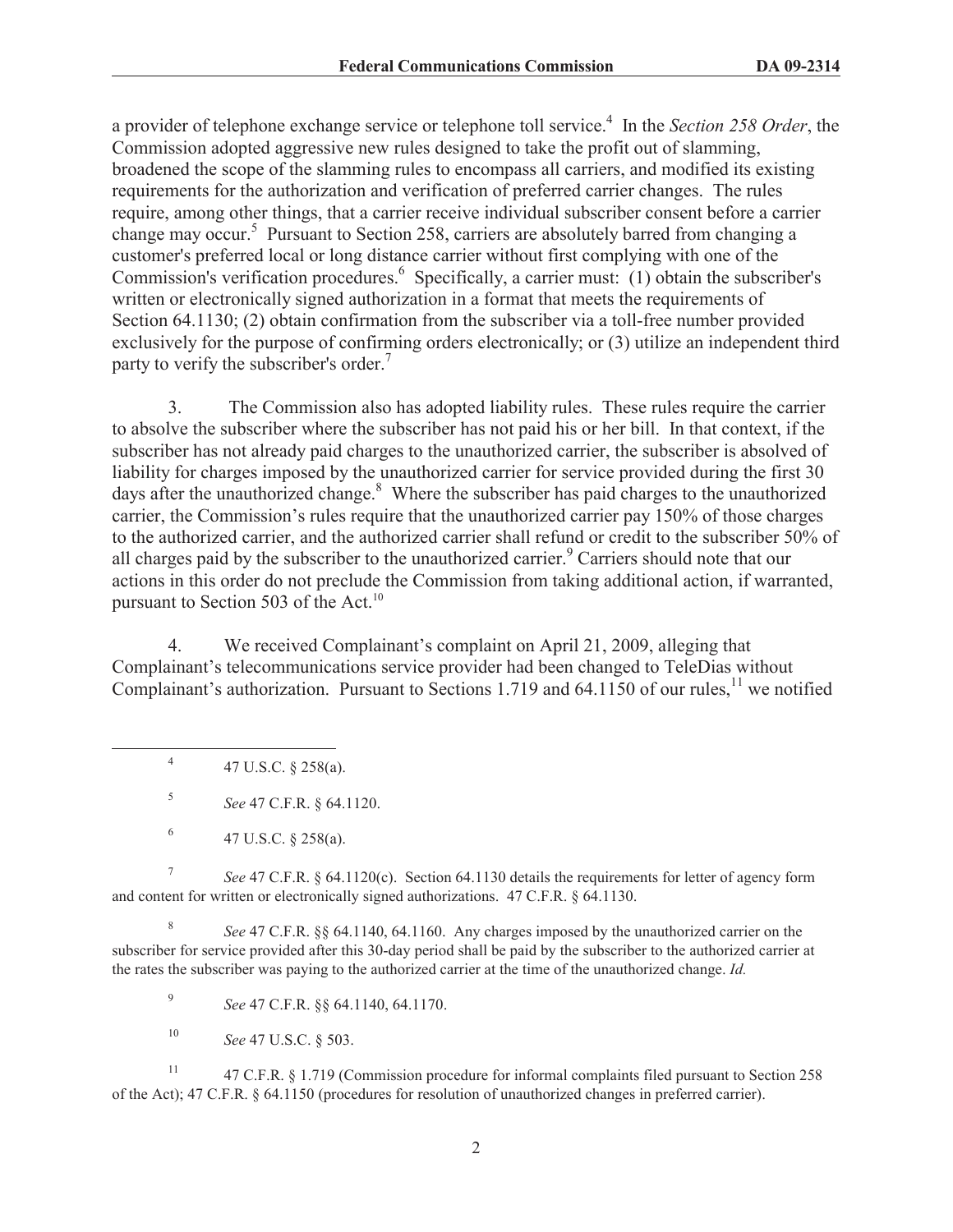a provider of telephone exchange service or telephone toll service.[4] In the *Section 258 Order*, the Commission adopted aggressive new rules designed to take the profit out of slamming, broadened the scope of the slamming rules to encompass all carriers, and modified its existing requirements for the authorization and verification of preferred carrier changes. The rules require, among other things, that a carrier receive individual subscriber consent before a carrier change may occur.[5] Pursuant to Section 258, carriers are absolutely barred from changing a customer's preferred local or long distance carrier without first complying with one of the Commission's verification procedures.[6] Specifically, a carrier must: (1) obtain the subscriber's written or electronically signed authorization in a format that meets the requirements of Section 64.1130; (2) obtain confirmation from the subscriber via a toll-free number provided exclusively for the purpose of confirming orders electronically; or (3) utilize an independent third party to verify the subscriber's order.[7]

3. The Commission also has adopted liability rules. These rules require the carrier to absolve the subscriber where the subscriber has not paid his or her bill. In that context, if the subscriber has not already paid charges to the unauthorized carrier, the subscriber is absolved of liability for charges imposed by the unauthorized carrier for service provided during the first 30 days after the unauthorized change.[8] Where the subscriber has paid charges to the unauthorized carrier, the Commission's rules require that the unauthorized carrier pay 150% of those charges to the authorized carrier, and the authorized carrier shall refund or credit to the subscriber 50% of all charges paid by the subscriber to the unauthorized carrier.[9] Carriers should note that our actions in this order do not preclude the Commission from taking additional action, if warranted, pursuant to Section 503 of the Act.[10]

4. We received Complainant's complaint on April 21, 2009, alleging that Complainant's telecommunications service provider had been changed to TeleDias without Complainant's authorization. Pursuant to Sections 1.719 and 64.1150 of our rules,[11] we notified

---

[4] 47 U.S.C. § 258(a).

[5] *See* 47 C.F.R. § 64.1120.

[6] 47 U.S.C. § 258(a).

[7] *See* 47 C.F.R. § 64.1120(c). Section 64.1130 details the requirements for letter of agency form and content for written or electronically signed authorizations. 47 C.F.R. § 64.1130.

[8] *See* 47 C.F.R. §§ 64.1140, 64.1160. Any charges imposed by the unauthorized carrier on the subscriber for service provided after this 30-day period shall be paid by the subscriber to the authorized carrier at the rates the subscriber was paying to the authorized carrier at the time of the unauthorized change. *Id.*

[9] *See* 47 C.F.R. §§ 64.1140, 64.1170.

[10] *See* 47 U.S.C. § 503.

[11] 47 C.F.R. § 1.719 (Commission procedure for informal complaints filed pursuant to Section 258 of the Act); 47 C.F.R. § 64.1150 (procedures for resolution of unauthorized changes in preferred carrier).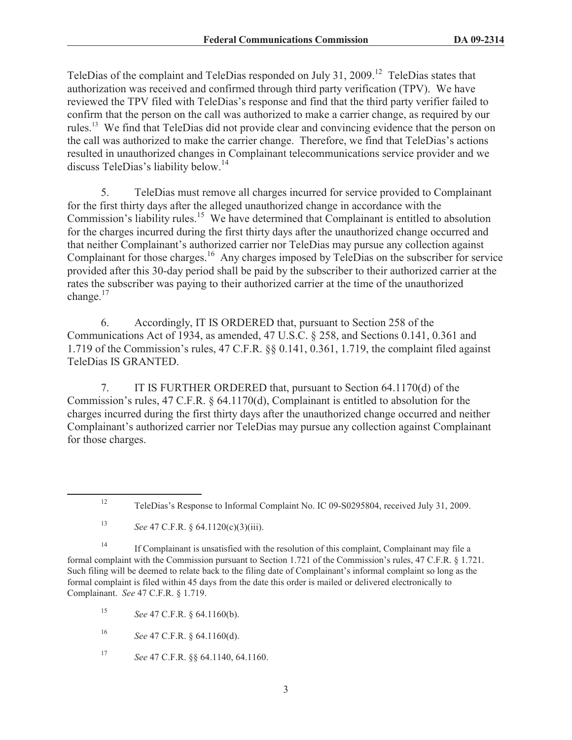TeleDias of the complaint and TeleDias responded on July 31, 2009.[12] TeleDias states that authorization was received and confirmed through third party verification (TPV). We have reviewed the TPV filed with TeleDias's response and find that the third party verifier failed to confirm that the person on the call was authorized to make a carrier change, as required by our rules.[13] We find that TeleDias did not provide clear and convincing evidence that the person on the call was authorized to make the carrier change. Therefore, we find that TeleDias's actions resulted in unauthorized changes in Complainant telecommunications service provider and we discuss TeleDias's liability below.[14]

5. TeleDias must remove all charges incurred for service provided to Complainant for the first thirty days after the alleged unauthorized change in accordance with the Commission's liability rules.[15] We have determined that Complainant is entitled to absolution for the charges incurred during the first thirty days after the unauthorized change occurred and that neither Complainant's authorized carrier nor TeleDias may pursue any collection against Complainant for those charges.[16] Any charges imposed by TeleDias on the subscriber for service provided after this 30-day period shall be paid by the subscriber to their authorized carrier at the rates the subscriber was paying to their authorized carrier at the time of the unauthorized change.[17]

6. Accordingly, IT IS ORDERED that, pursuant to Section 258 of the Communications Act of 1934, as amended, 47 U.S.C. § 258, and Sections 0.141, 0.361 and 1.719 of the Commission's rules, 47 C.F.R. §§ 0.141, 0.361, 1.719, the complaint filed against TeleDias IS GRANTED.

7. IT IS FURTHER ORDERED that, pursuant to Section 64.1170(d) of the Commission's rules, 47 C.F.R. § 64.1170(d), Complainant is entitled to absolution for the charges incurred during the first thirty days after the unauthorized change occurred and neither Complainant's authorized carrier nor TeleDias may pursue any collection against Complainant for those charges.

---

[12] TeleDias's Response to Informal Complaint No. IC 09-S0295804, received July 31, 2009.

[13] *See* 47 C.F.R. § 64.1120(c)(3)(iii).

[14] If Complainant is unsatisfied with the resolution of this complaint, Complainant may file a formal complaint with the Commission pursuant to Section 1.721 of the Commission's rules, 47 C.F.R. § 1.721. Such filing will be deemed to relate back to the filing date of Complainant's informal complaint so long as the formal complaint is filed within 45 days from the date this order is mailed or delivered electronically to Complainant. *See* 47 C.F.R. § 1.719.

[15] *See* 47 C.F.R. § 64.1160(b).

[16] *See* 47 C.F.R. § 64.1160(d).

[17] *See* 47 C.F.R. §§ 64.1140, 64.1160.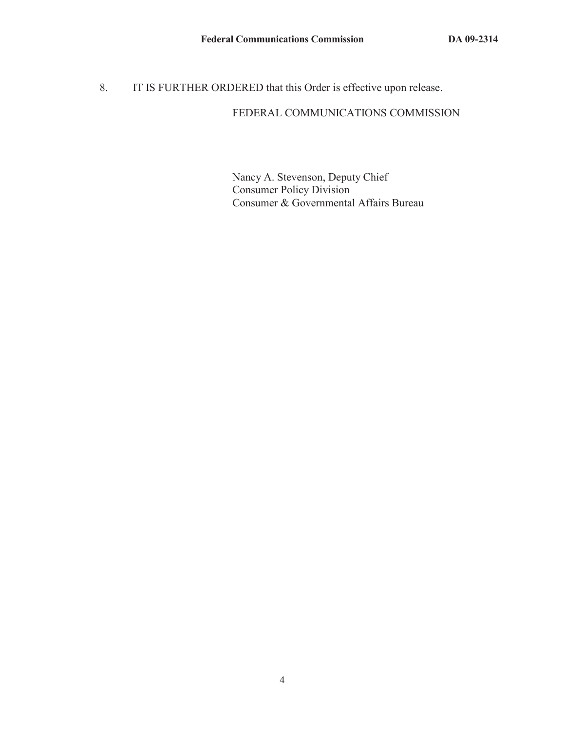8. IT IS FURTHER ORDERED that this Order is effective upon release.

FEDERAL COMMUNICATIONS COMMISSION

Nancy A. Stevenson, Deputy Chief
Consumer Policy Division
Consumer & Governmental Affairs Bureau